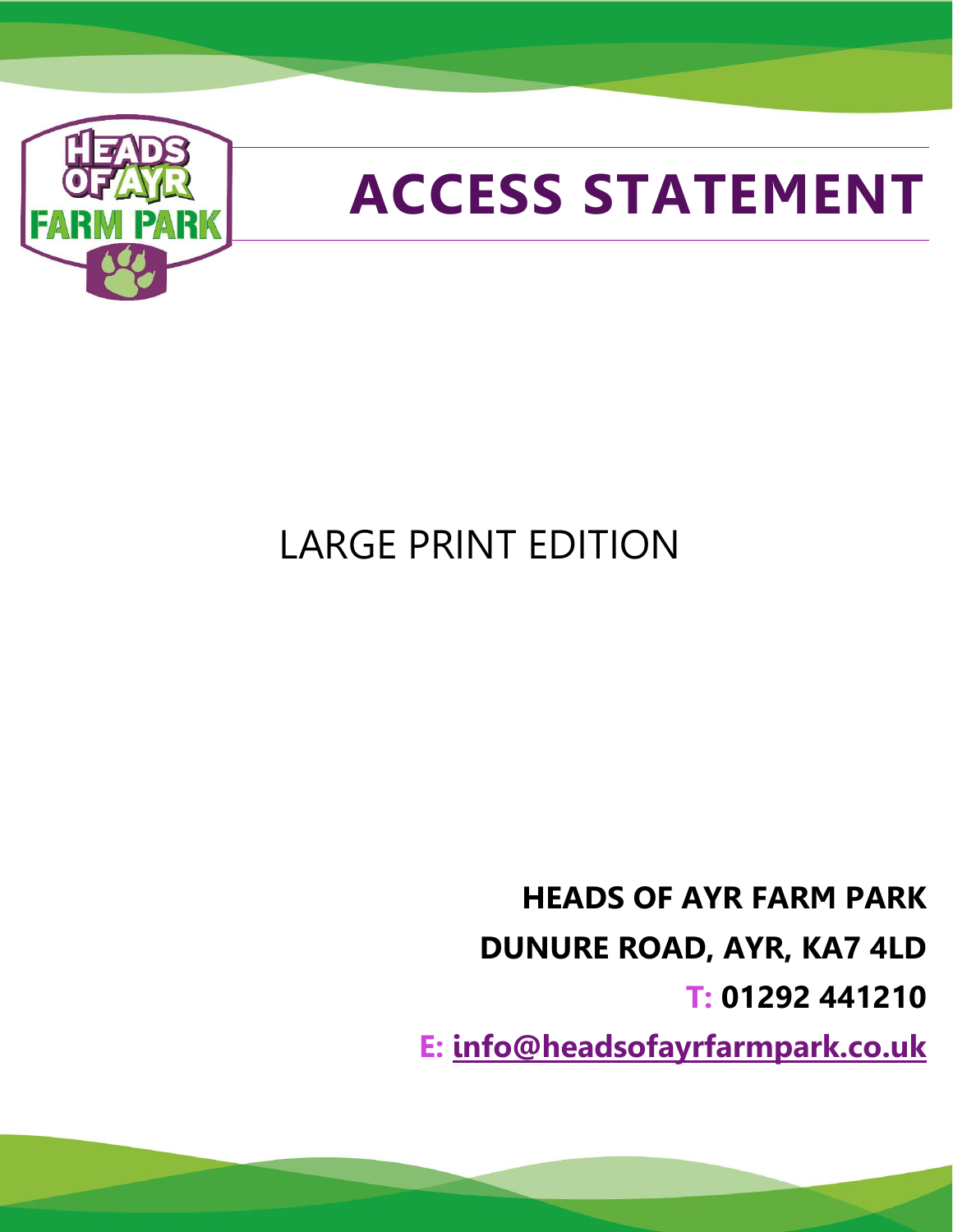# ACCESS STATEMENT

LARGE PRINT EDITION

**HEADS OF AYR FARM PARK**

**DUNURE ROAD, AYR, KA7 4LD**

**T: 01292 441210**

**E: info@headsofayrfarmpark.co.uk**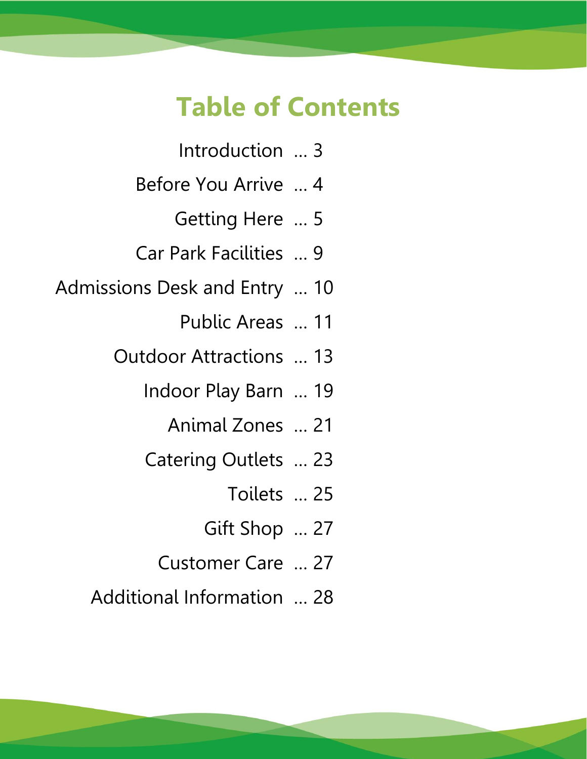# Table of Contents

Introduction ... 3

Before You Arrive ... 4

Getting Here ... 5

Car Park Facilities ... 9

Admissions Desk and Entry ... 10

Public Areas ... 11

Outdoor Attractions ... 13

Indoor Play Barn ... 19

Animal Zones ... 21

Catering Outlets ... 23

Toilets ... 25

Gift Shop ... 27

Customer Care ... 27

Additional Information ... 28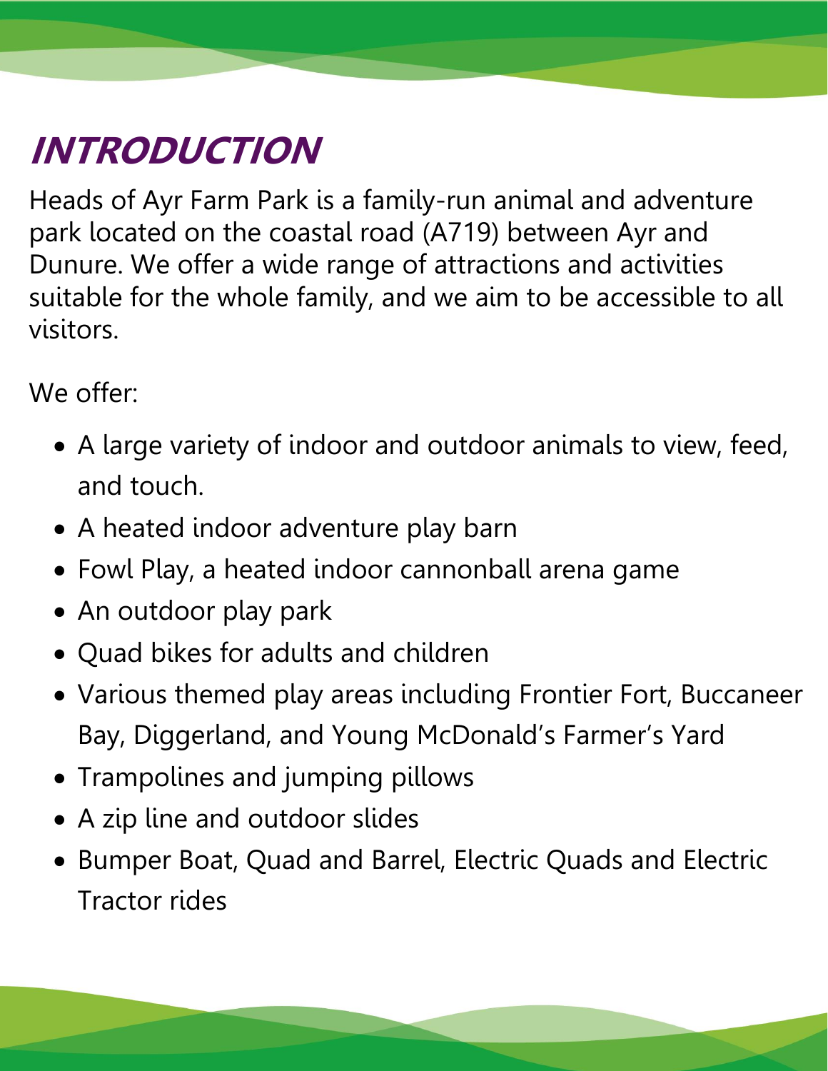# INTRODUCTION

Heads of Ayr Farm Park is a family-run animal and adventure park located on the coastal road (A719) between Ayr and Dunure. We offer a wide range of attractions and activities suitable for the whole family, and we aim to be accessible to all visitors.

We offer:

- A large variety of indoor and outdoor animals to view, feed, and touch.
- A heated indoor adventure play barn
- Fowl Play, a heated indoor cannonball arena game
- An outdoor play park
- Quad bikes for adults and children
- Various themed play areas including Frontier Fort, Buccaneer Bay, Diggerland, and Young McDonald's Farmer's Yard
- Trampolines and jumping pillows
- A zip line and outdoor slides
- Bumper Boat, Quad and Barrel, Electric Quads and Electric Tractor rides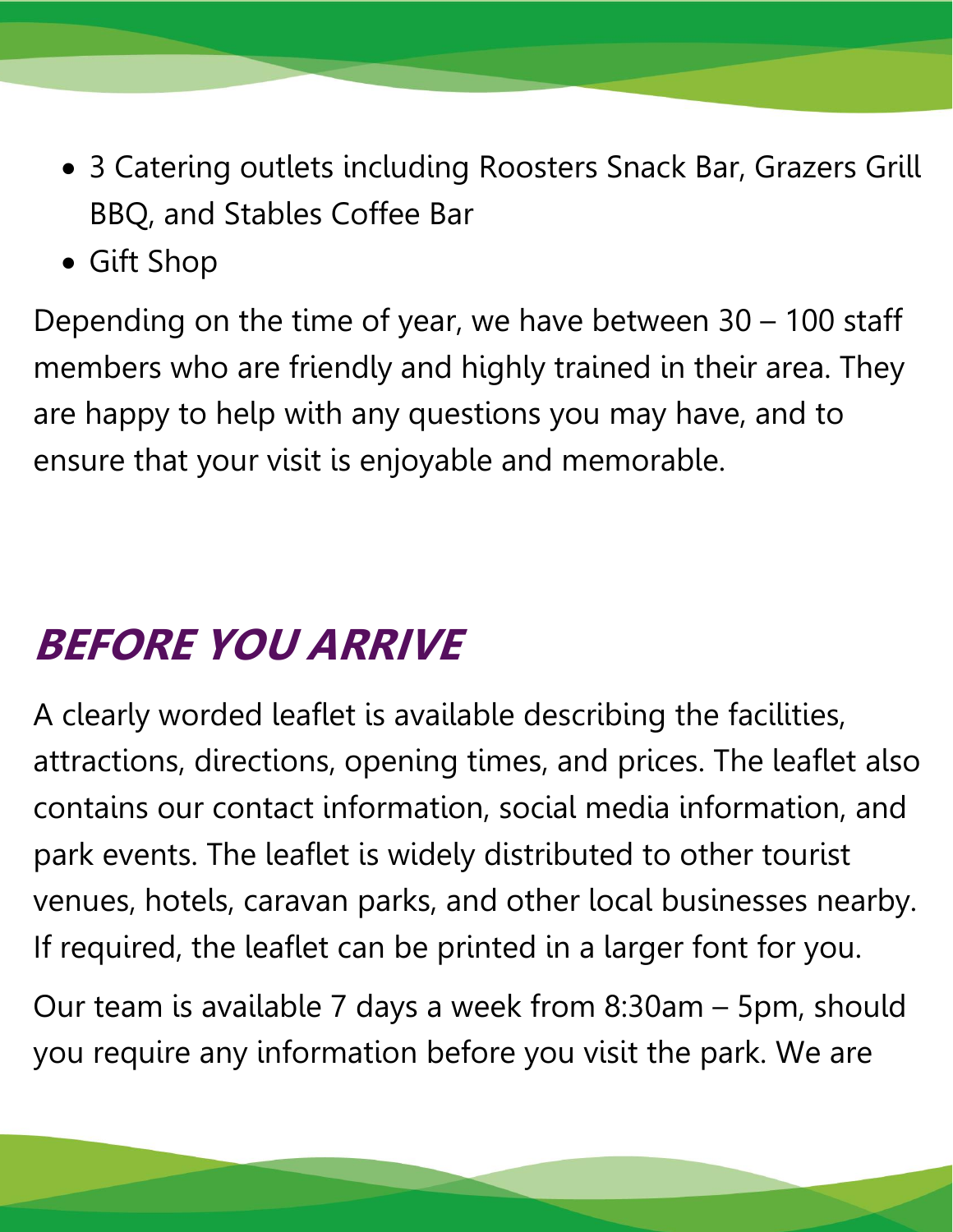- 3 Catering outlets including Roosters Snack Bar, Grazers Grill BBQ, and Stables Coffee Bar
- Gift Shop

Depending on the time of year, we have between 30 – 100 staff members who are friendly and highly trained in their area. They are happy to help with any questions you may have, and to ensure that your visit is enjoyable and memorable.

## ***BEFORE YOU ARRIVE***

A clearly worded leaflet is available describing the facilities, attractions, directions, opening times, and prices. The leaflet also contains our contact information, social media information, and park events. The leaflet is widely distributed to other tourist venues, hotels, caravan parks, and other local businesses nearby. If required, the leaflet can be printed in a larger font for you.

Our team is available 7 days a week from 8:30am – 5pm, should you require any information before you visit the park. We are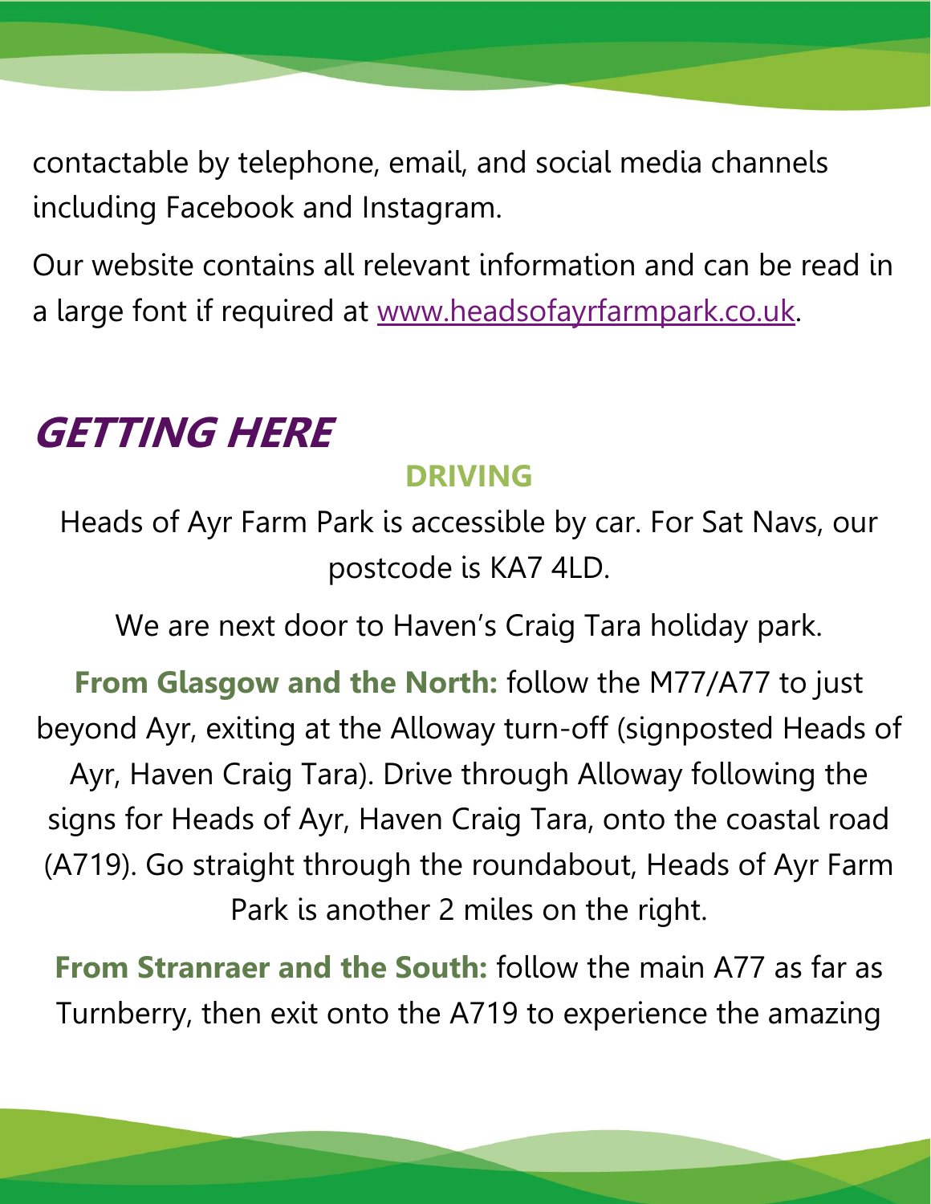contactable by telephone, email, and social media channels including Facebook and Instagram.

Our website contains all relevant information and can be read in a large font if required at [www.headsofayrfarmpark.co.uk](http://www.headsofayrfarmpark.co.uk).

# GETTING HERE

### DRIVING

Heads of Ayr Farm Park is accessible by car. For Sat Navs, our postcode is KA7 4LD.

We are next door to Haven's Craig Tara holiday park.

**From Glasgow and the North:** follow the M77/A77 to just beyond Ayr, exiting at the Alloway turn-off (signposted Heads of Ayr, Haven Craig Tara). Drive through Alloway following the signs for Heads of Ayr, Haven Craig Tara, onto the coastal road (A719). Go straight through the roundabout, Heads of Ayr Farm Park is another 2 miles on the right.

**From Stranraer and the South:** follow the main A77 as far as Turnberry, then exit onto the A719 to experience the amazing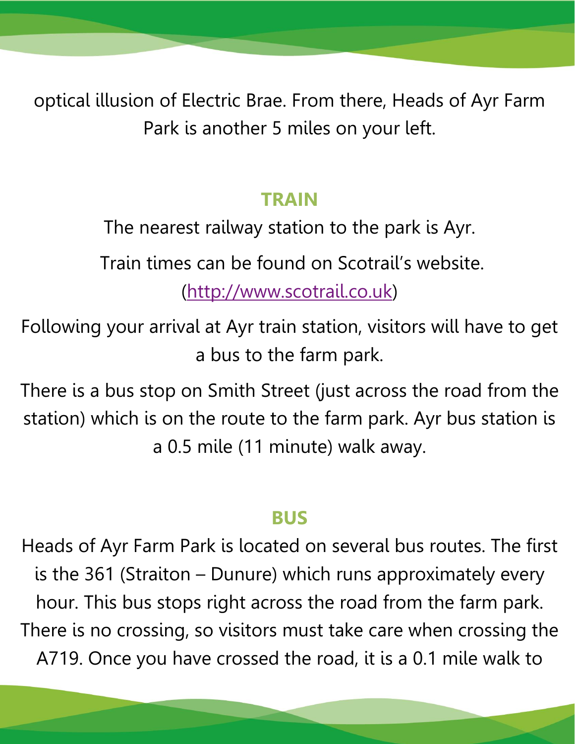optical illusion of Electric Brae. From there, Heads of Ayr Farm Park is another 5 miles on your left.

## TRAIN

The nearest railway station to the park is Ayr.

Train times can be found on Scotrail's website. ([http://www.scotrail.co.uk](http://www.scotrail.co.uk))

Following your arrival at Ayr train station, visitors will have to get a bus to the farm park.

There is a bus stop on Smith Street (just across the road from the station) which is on the route to the farm park. Ayr bus station is a 0.5 mile (11 minute) walk away.

## BUS

Heads of Ayr Farm Park is located on several bus routes. The first is the 361 (Straiton – Dunure) which runs approximately every hour. This bus stops right across the road from the farm park. There is no crossing, so visitors must take care when crossing the A719. Once you have crossed the road, it is a 0.1 mile walk to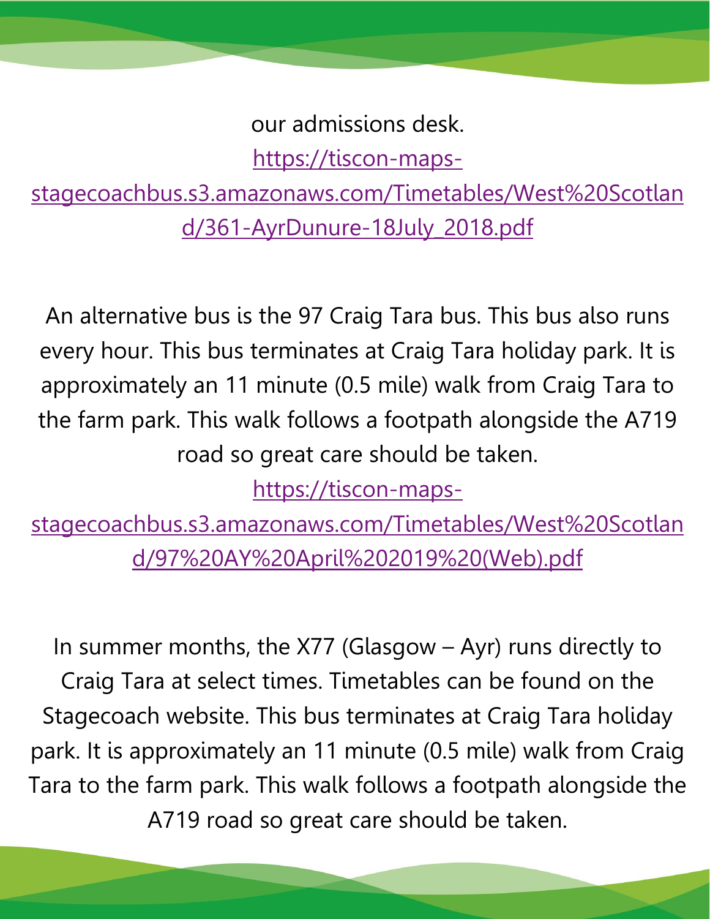our admissions desk.

https://tiscon-maps-stagecoachbus.s3.amazonaws.com/Timetables/West%20Scotland/361-AyrDunure-18July_2018.pdf

An alternative bus is the 97 Craig Tara bus. This bus also runs every hour. This bus terminates at Craig Tara holiday park. It is approximately an 11 minute (0.5 mile) walk from Craig Tara to the farm park. This walk follows a footpath alongside the A719 road so great care should be taken.

https://tiscon-maps-stagecoachbus.s3.amazonaws.com/Timetables/West%20Scotland/97%20AY%20April%202019%20(Web).pdf

In summer months, the X77 (Glasgow – Ayr) runs directly to Craig Tara at select times. Timetables can be found on the Stagecoach website. This bus terminates at Craig Tara holiday park. It is approximately an 11 minute (0.5 mile) walk from Craig Tara to the farm park. This walk follows a footpath alongside the A719 road so great care should be taken.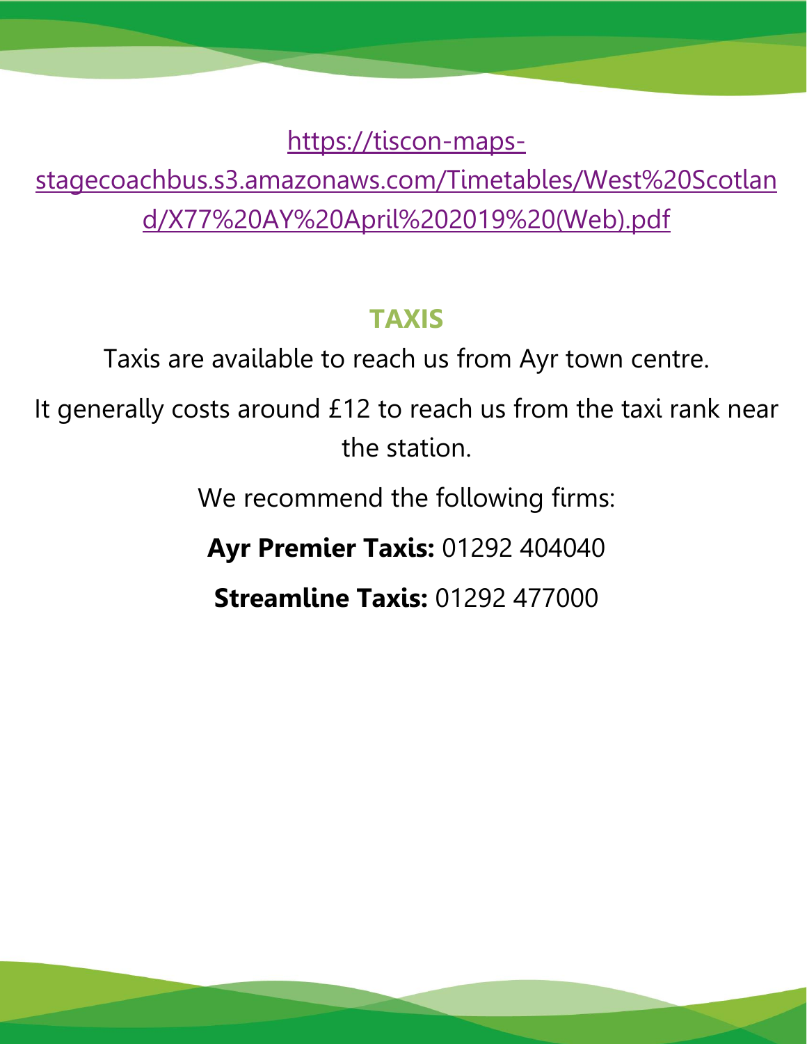https://tiscon-maps-stagecoachbus.s3.amazonaws.com/Timetables/West%20Scotland/X77%20AY%20April%202019%20(Web).pdf

## TAXIS

Taxis are available to reach us from Ayr town centre.

It generally costs around £12 to reach us from the taxi rank near the station.

We recommend the following firms:

**Ayr Premier Taxis:** 01292 404040

**Streamline Taxis:** 01292 477000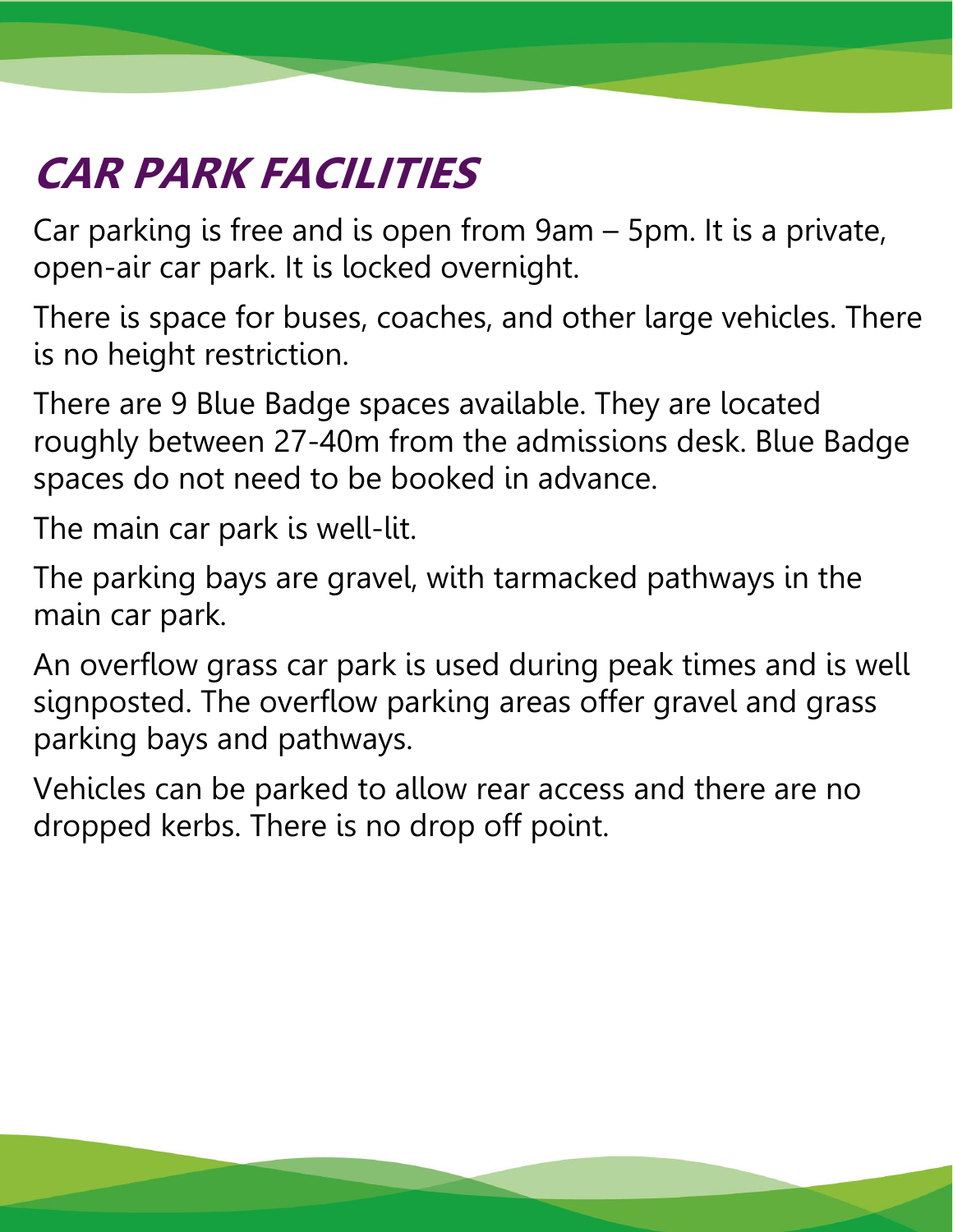# CAR PARK FACILITIES

Car parking is free and is open from 9am – 5pm. It is a private, open-air car park. It is locked overnight.

There is space for buses, coaches, and other large vehicles. There is no height restriction.

There are 9 Blue Badge spaces available. They are located roughly between 27-40m from the admissions desk. Blue Badge spaces do not need to be booked in advance.

The main car park is well-lit.

The parking bays are gravel, with tarmacked pathways in the main car park.

An overflow grass car park is used during peak times and is well signposted. The overflow parking areas offer gravel and grass parking bays and pathways.

Vehicles can be parked to allow rear access and there are no dropped kerbs. There is no drop off point.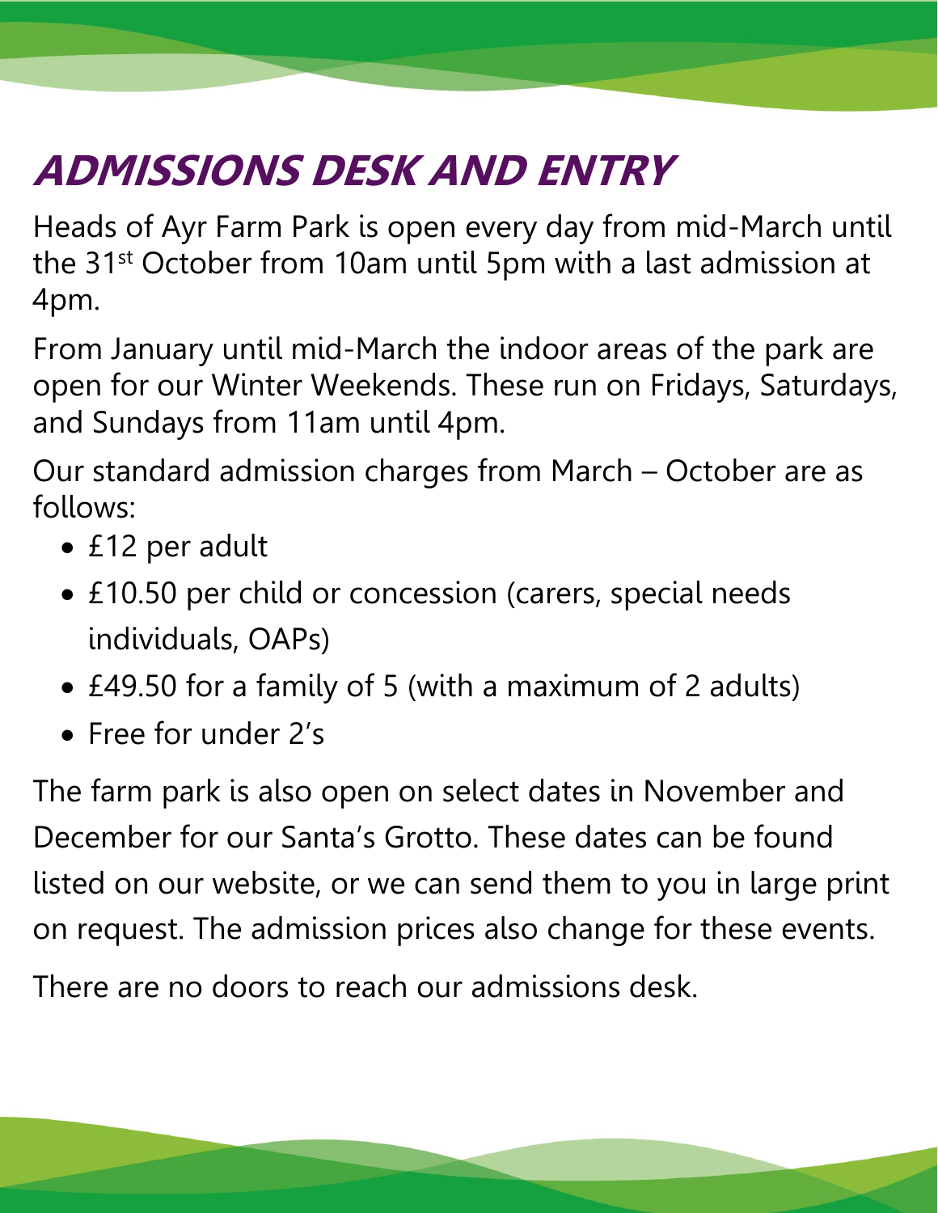# ADMISSIONS DESK AND ENTRY

Heads of Ayr Farm Park is open every day from mid-March until the 31st October from 10am until 5pm with a last admission at 4pm.

From January until mid-March the indoor areas of the park are open for our Winter Weekends. These run on Fridays, Saturdays, and Sundays from 11am until 4pm.

Our standard admission charges from March – October are as follows:

- £12 per adult
- £10.50 per child or concession (carers, special needs individuals, OAPs)
- £49.50 for a family of 5 (with a maximum of 2 adults)
- Free for under 2's

The farm park is also open on select dates in November and December for our Santa's Grotto. These dates can be found listed on our website, or we can send them to you in large print on request. The admission prices also change for these events.

There are no doors to reach our admissions desk.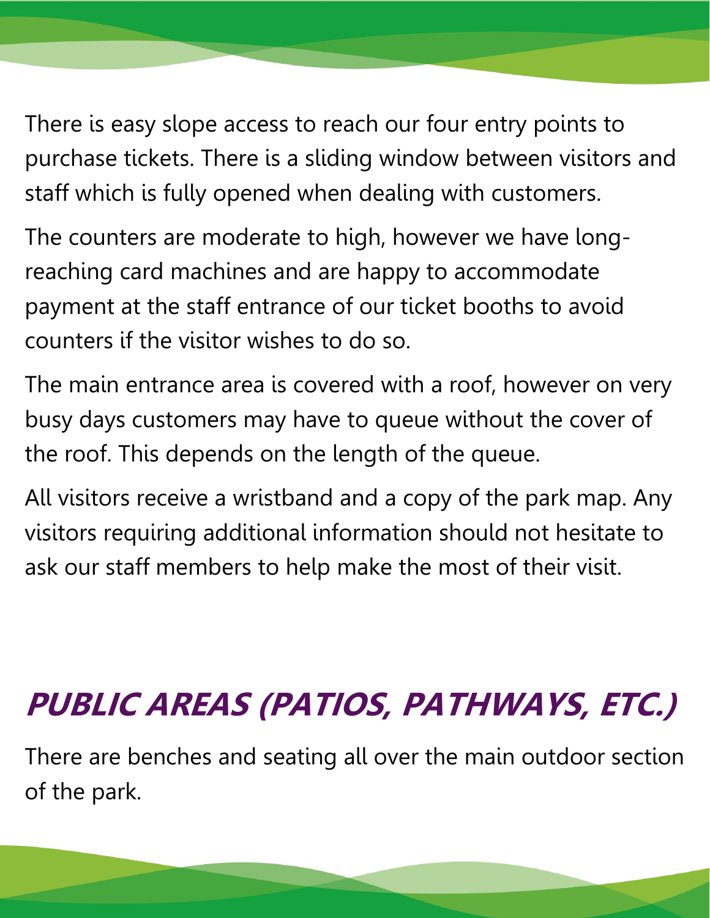There is easy slope access to reach our four entry points to purchase tickets. There is a sliding window between visitors and staff which is fully opened when dealing with customers.

The counters are moderate to high, however we have long-reaching card machines and are happy to accommodate payment at the staff entrance of our ticket booths to avoid counters if the visitor wishes to do so.

The main entrance area is covered with a roof, however on very busy days customers may have to queue without the cover of the roof. This depends on the length of the queue.

All visitors receive a wristband and a copy of the park map. Any visitors requiring additional information should not hesitate to ask our staff members to help make the most of their visit.

## PUBLIC AREAS (PATIOS, PATHWAYS, ETC.)

There are benches and seating all over the main outdoor section of the park.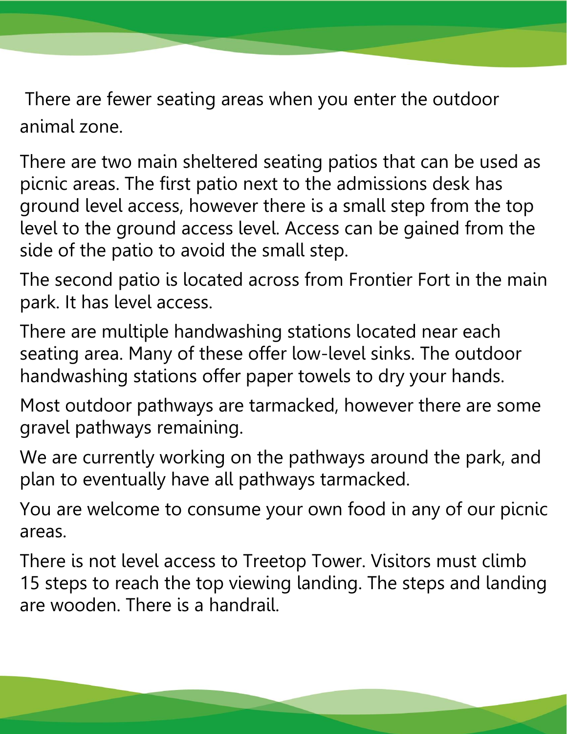There are fewer seating areas when you enter the outdoor animal zone.

There are two main sheltered seating patios that can be used as picnic areas. The first patio next to the admissions desk has ground level access, however there is a small step from the top level to the ground access level. Access can be gained from the side of the patio to avoid the small step.

The second patio is located across from Frontier Fort in the main park. It has level access.

There are multiple handwashing stations located near each seating area. Many of these offer low-level sinks. The outdoor handwashing stations offer paper towels to dry your hands.

Most outdoor pathways are tarmacked, however there are some gravel pathways remaining.

We are currently working on the pathways around the park, and plan to eventually have all pathways tarmacked.

You are welcome to consume your own food in any of our picnic areas.

There is not level access to Treetop Tower. Visitors must climb 15 steps to reach the top viewing landing. The steps and landing are wooden. There is a handrail.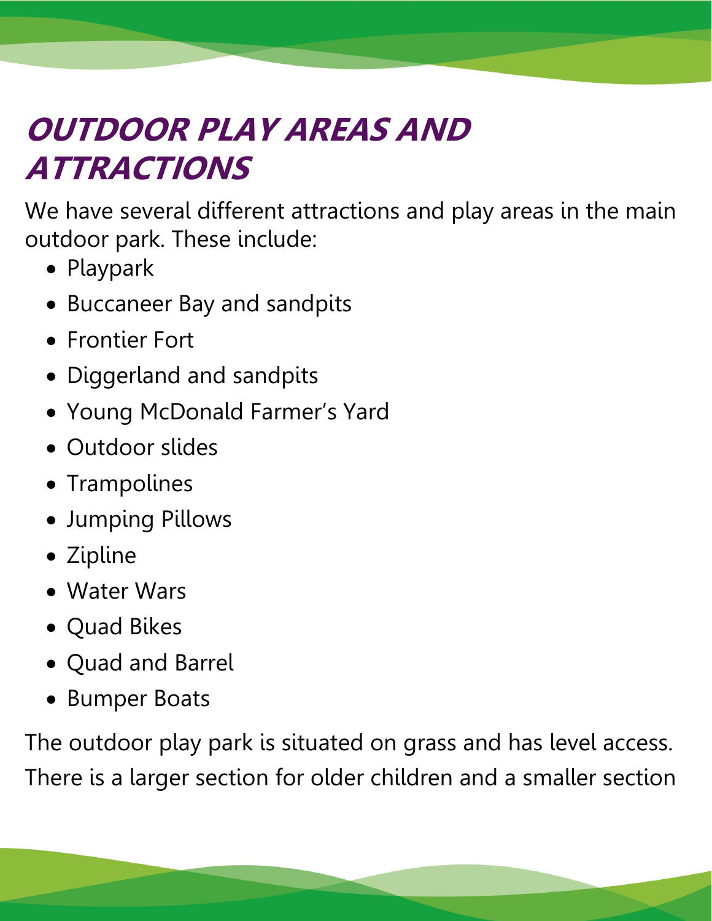# OUTDOOR PLAY AREAS AND ATTRACTIONS

We have several different attractions and play areas in the main outdoor park. These include:

- Playpark
- Buccaneer Bay and sandpits
- Frontier Fort
- Diggerland and sandpits
- Young McDonald Farmer's Yard
- Outdoor slides
- Trampolines
- Jumping Pillows
- Zipline
- Water Wars
- Quad Bikes
- Quad and Barrel
- Bumper Boats

The outdoor play park is situated on grass and has level access. There is a larger section for older children and a smaller section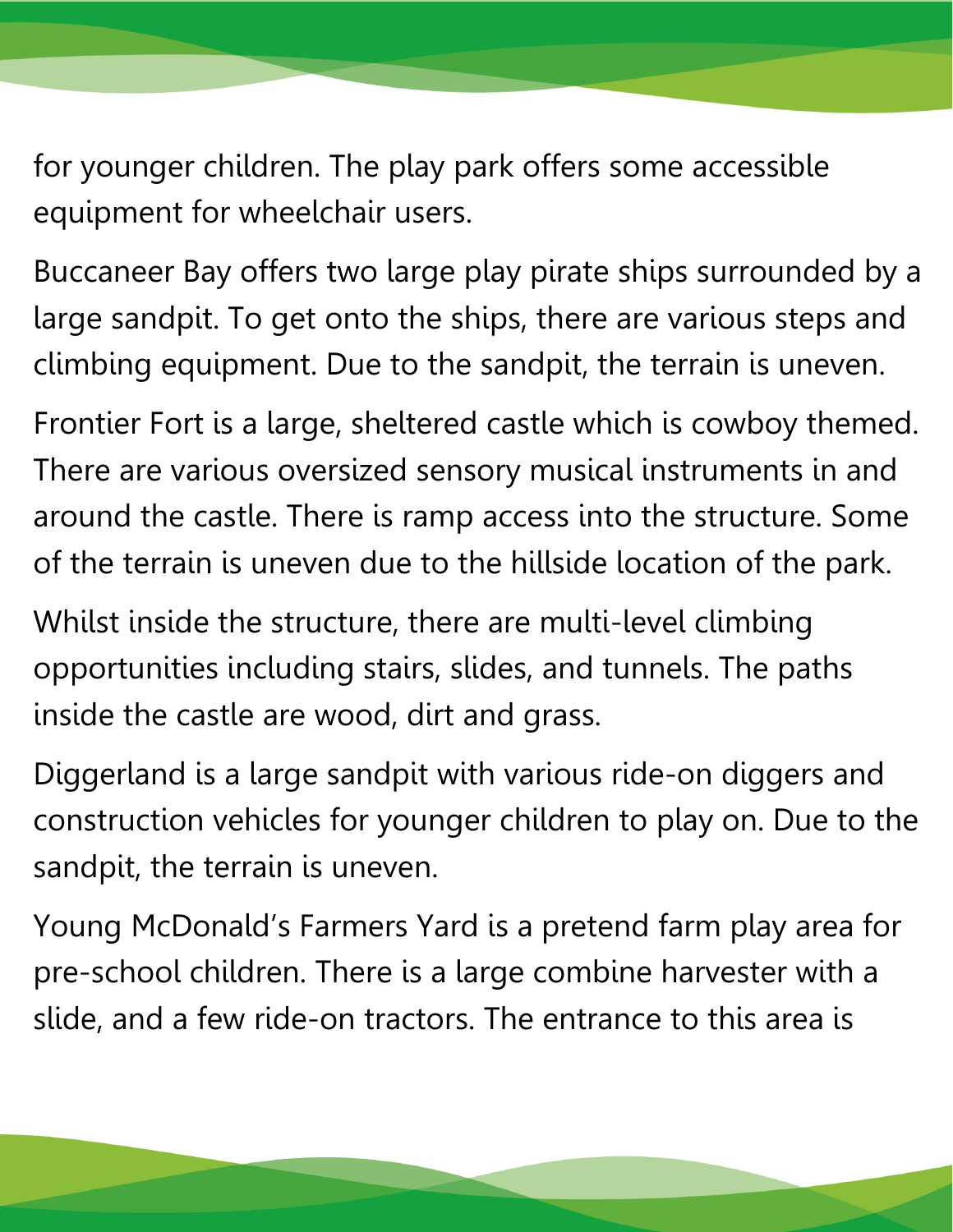for younger children. The play park offers some accessible equipment for wheelchair users.

Buccaneer Bay offers two large play pirate ships surrounded by a large sandpit. To get onto the ships, there are various steps and climbing equipment. Due to the sandpit, the terrain is uneven.

Frontier Fort is a large, sheltered castle which is cowboy themed. There are various oversized sensory musical instruments in and around the castle. There is ramp access into the structure. Some of the terrain is uneven due to the hillside location of the park.

Whilst inside the structure, there are multi-level climbing opportunities including stairs, slides, and tunnels. The paths inside the castle are wood, dirt and grass.

Diggerland is a large sandpit with various ride-on diggers and construction vehicles for younger children to play on. Due to the sandpit, the terrain is uneven.

Young McDonald's Farmers Yard is a pretend farm play area for pre-school children. There is a large combine harvester with a slide, and a few ride-on tractors. The entrance to this area is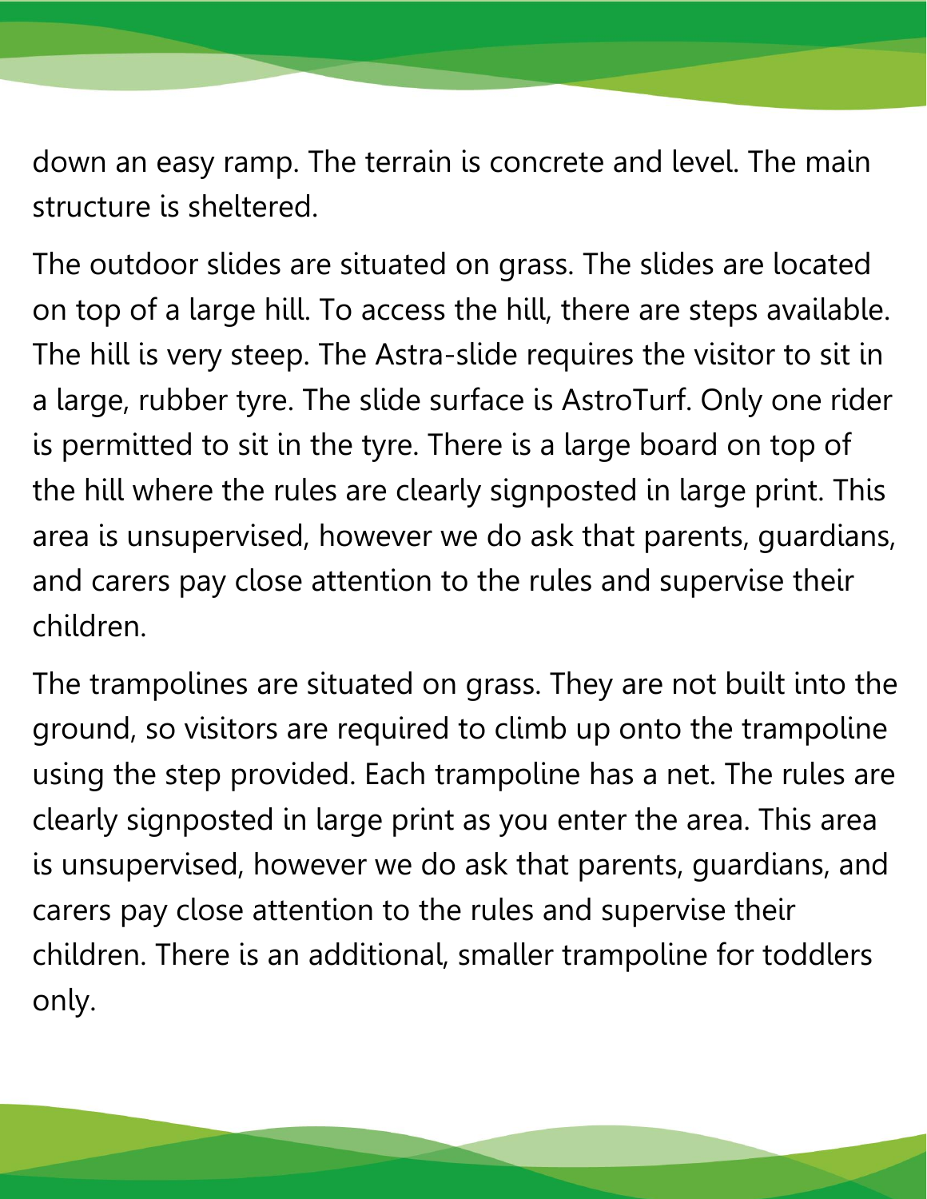down an easy ramp. The terrain is concrete and level. The main structure is sheltered.

The outdoor slides are situated on grass. The slides are located on top of a large hill. To access the hill, there are steps available. The hill is very steep. The Astra-slide requires the visitor to sit in a large, rubber tyre. The slide surface is AstroTurf. Only one rider is permitted to sit in the tyre. There is a large board on top of the hill where the rules are clearly signposted in large print. This area is unsupervised, however we do ask that parents, guardians, and carers pay close attention to the rules and supervise their children.

The trampolines are situated on grass. They are not built into the ground, so visitors are required to climb up onto the trampoline using the step provided. Each trampoline has a net. The rules are clearly signposted in large print as you enter the area. This area is unsupervised, however we do ask that parents, guardians, and carers pay close attention to the rules and supervise their children. There is an additional, smaller trampoline for toddlers only.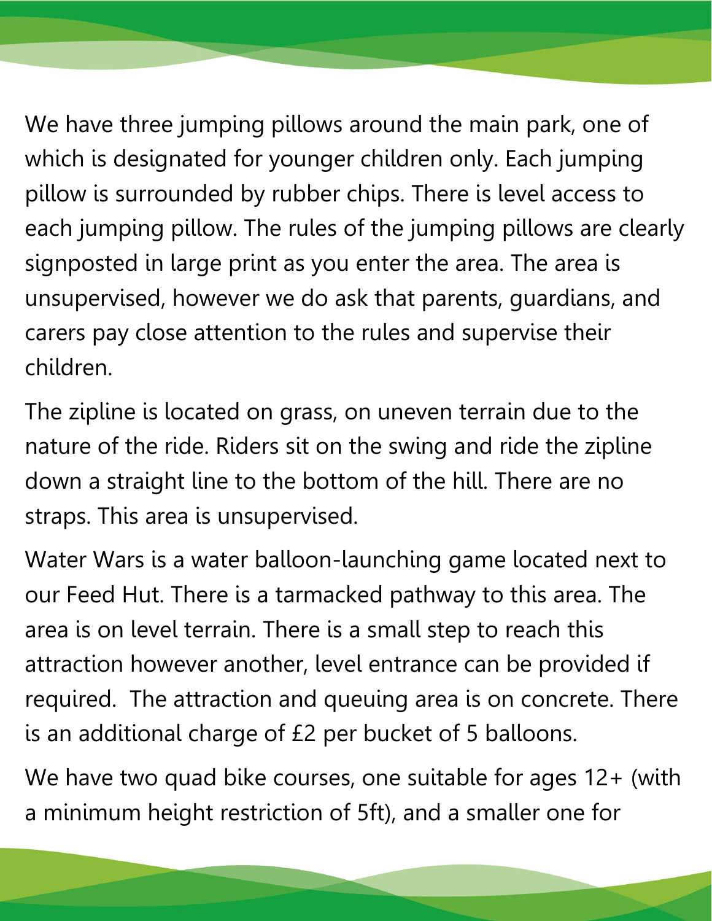We have three jumping pillows around the main park, one of which is designated for younger children only. Each jumping pillow is surrounded by rubber chips. There is level access to each jumping pillow. The rules of the jumping pillows are clearly signposted in large print as you enter the area. The area is unsupervised, however we do ask that parents, guardians, and carers pay close attention to the rules and supervise their children.

The zipline is located on grass, on uneven terrain due to the nature of the ride. Riders sit on the swing and ride the zipline down a straight line to the bottom of the hill. There are no straps. This area is unsupervised.

Water Wars is a water balloon-launching game located next to our Feed Hut. There is a tarmacked pathway to this area. The area is on level terrain. There is a small step to reach this attraction however another, level entrance can be provided if required. The attraction and queuing area is on concrete. There is an additional charge of £2 per bucket of 5 balloons.

We have two quad bike courses, one suitable for ages 12+ (with a minimum height restriction of 5ft), and a smaller one for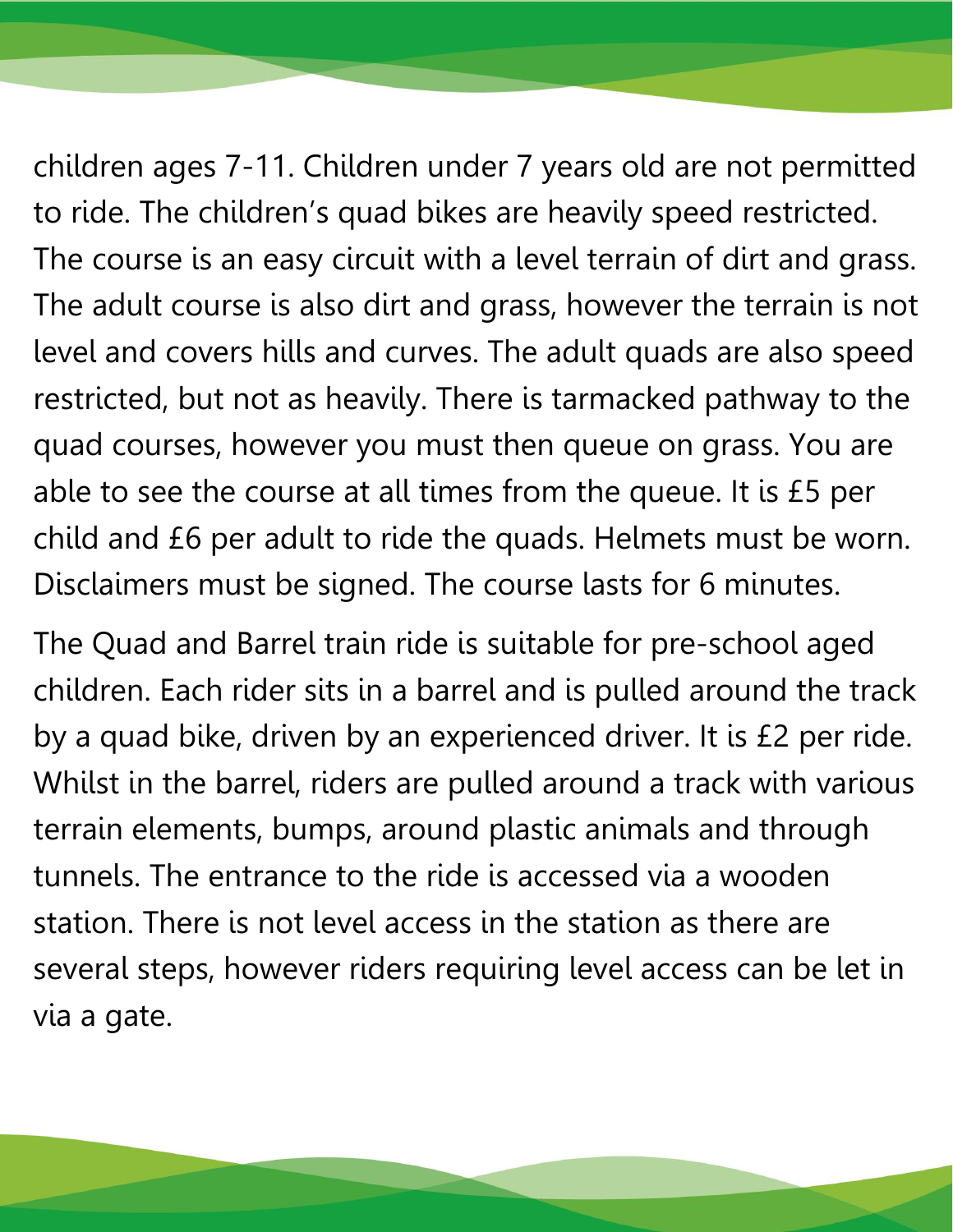children ages 7-11. Children under 7 years old are not permitted to ride. The children's quad bikes are heavily speed restricted. The course is an easy circuit with a level terrain of dirt and grass. The adult course is also dirt and grass, however the terrain is not level and covers hills and curves. The adult quads are also speed restricted, but not as heavily. There is tarmacked pathway to the quad courses, however you must then queue on grass. You are able to see the course at all times from the queue. It is £5 per child and £6 per adult to ride the quads. Helmets must be worn. Disclaimers must be signed. The course lasts for 6 minutes.

The Quad and Barrel train ride is suitable for pre-school aged children. Each rider sits in a barrel and is pulled around the track by a quad bike, driven by an experienced driver. It is £2 per ride. Whilst in the barrel, riders are pulled around a track with various terrain elements, bumps, around plastic animals and through tunnels. The entrance to the ride is accessed via a wooden station. There is not level access in the station as there are several steps, however riders requiring level access can be let in via a gate.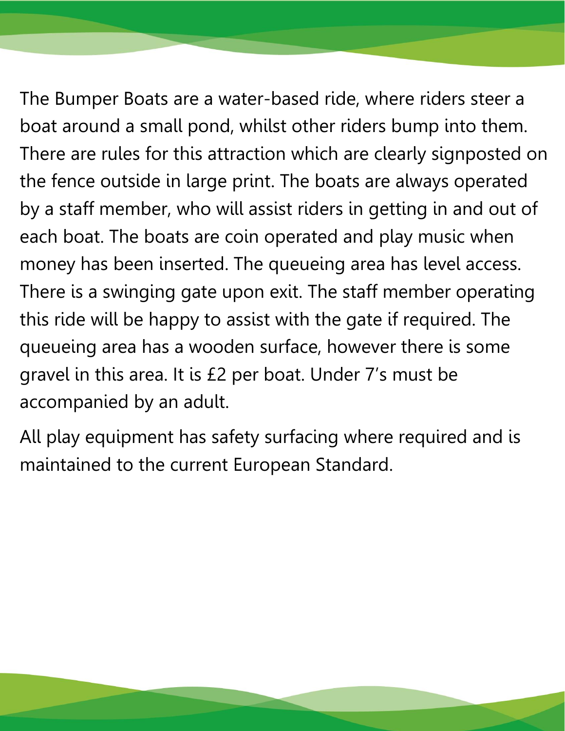The Bumper Boats are a water-based ride, where riders steer a boat around a small pond, whilst other riders bump into them. There are rules for this attraction which are clearly signposted on the fence outside in large print. The boats are always operated by a staff member, who will assist riders in getting in and out of each boat. The boats are coin operated and play music when money has been inserted. The queueing area has level access. There is a swinging gate upon exit. The staff member operating this ride will be happy to assist with the gate if required. The queueing area has a wooden surface, however there is some gravel in this area. It is £2 per boat. Under 7's must be accompanied by an adult.

All play equipment has safety surfacing where required and is maintained to the current European Standard.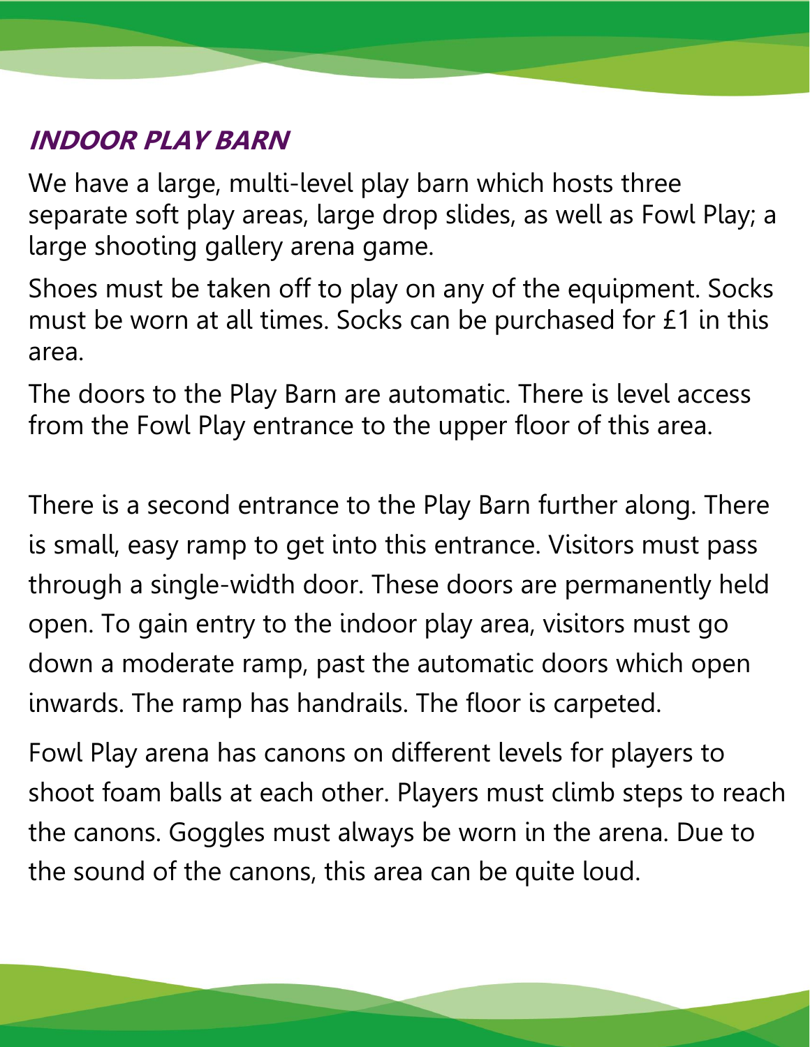## *INDOOR PLAY BARN*

We have a large, multi-level play barn which hosts three separate soft play areas, large drop slides, as well as Fowl Play; a large shooting gallery arena game.

Shoes must be taken off to play on any of the equipment. Socks must be worn at all times. Socks can be purchased for £1 in this area.

The doors to the Play Barn are automatic. There is level access from the Fowl Play entrance to the upper floor of this area.

There is a second entrance to the Play Barn further along. There is small, easy ramp to get into this entrance. Visitors must pass through a single-width door. These doors are permanently held open. To gain entry to the indoor play area, visitors must go down a moderate ramp, past the automatic doors which open inwards. The ramp has handrails. The floor is carpeted.

Fowl Play arena has canons on different levels for players to shoot foam balls at each other. Players must climb steps to reach the canons. Goggles must always be worn in the arena. Due to the sound of the canons, this area can be quite loud.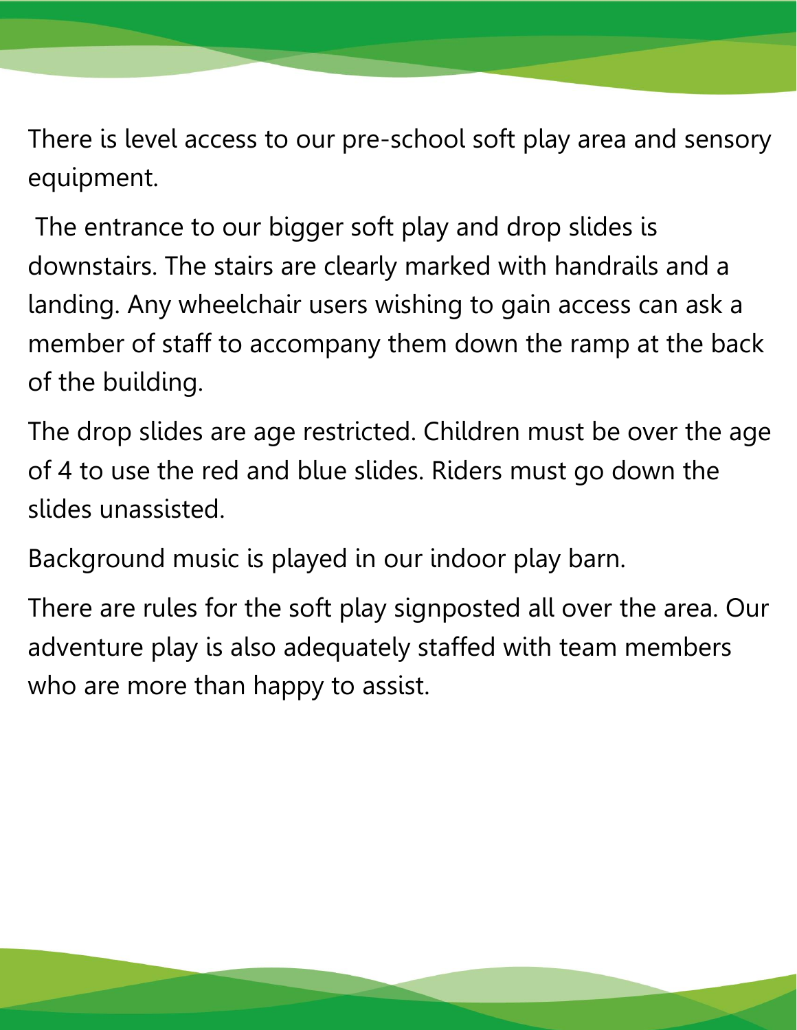There is level access to our pre-school soft play area and sensory equipment.

The entrance to our bigger soft play and drop slides is downstairs. The stairs are clearly marked with handrails and a landing. Any wheelchair users wishing to gain access can ask a member of staff to accompany them down the ramp at the back of the building.

The drop slides are age restricted. Children must be over the age of 4 to use the red and blue slides. Riders must go down the slides unassisted.

Background music is played in our indoor play barn.

There are rules for the soft play signposted all over the area. Our adventure play is also adequately staffed with team members who are more than happy to assist.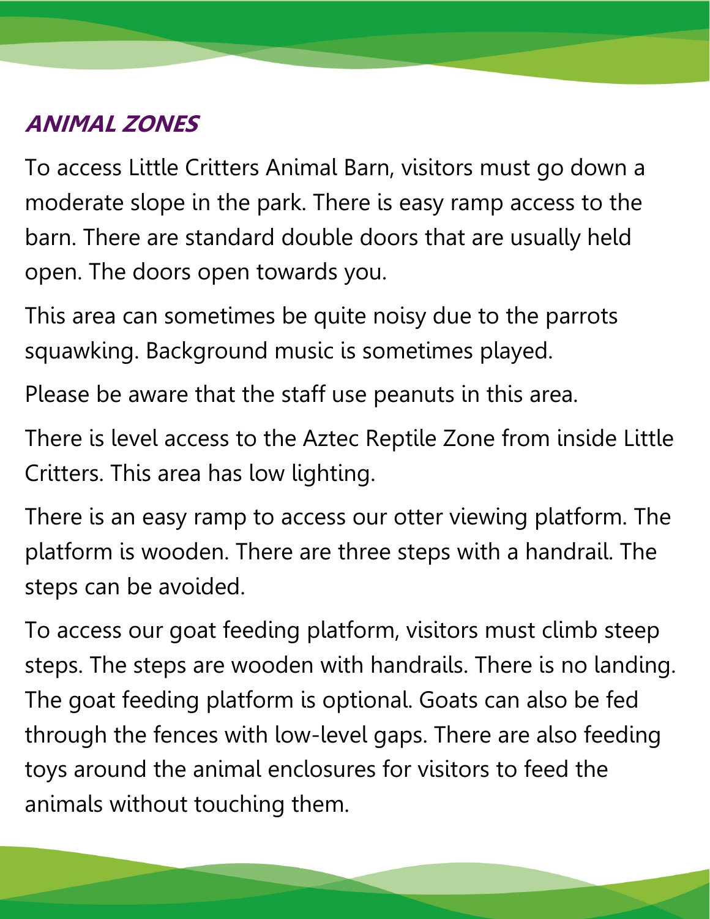## ANIMAL ZONES

To access Little Critters Animal Barn, visitors must go down a moderate slope in the park. There is easy ramp access to the barn. There are standard double doors that are usually held open. The doors open towards you.

This area can sometimes be quite noisy due to the parrots squawking. Background music is sometimes played.

Please be aware that the staff use peanuts in this area.

There is level access to the Aztec Reptile Zone from inside Little Critters. This area has low lighting.

There is an easy ramp to access our otter viewing platform. The platform is wooden. There are three steps with a handrail. The steps can be avoided.

To access our goat feeding platform, visitors must climb steep steps. The steps are wooden with handrails. There is no landing. The goat feeding platform is optional. Goats can also be fed through the fences with low-level gaps. There are also feeding toys around the animal enclosures for visitors to feed the animals without touching them.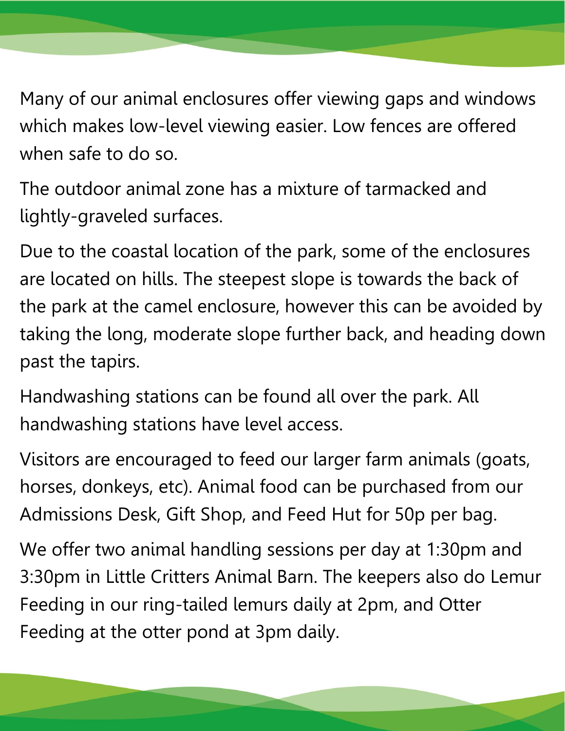Many of our animal enclosures offer viewing gaps and windows which makes low-level viewing easier. Low fences are offered when safe to do so.

The outdoor animal zone has a mixture of tarmacked and lightly-graveled surfaces.

Due to the coastal location of the park, some of the enclosures are located on hills. The steepest slope is towards the back of the park at the camel enclosure, however this can be avoided by taking the long, moderate slope further back, and heading down past the tapirs.

Handwashing stations can be found all over the park. All handwashing stations have level access.

Visitors are encouraged to feed our larger farm animals (goats, horses, donkeys, etc). Animal food can be purchased from our Admissions Desk, Gift Shop, and Feed Hut for 50p per bag.

We offer two animal handling sessions per day at 1:30pm and 3:30pm in Little Critters Animal Barn. The keepers also do Lemur Feeding in our ring-tailed lemurs daily at 2pm, and Otter Feeding at the otter pond at 3pm daily.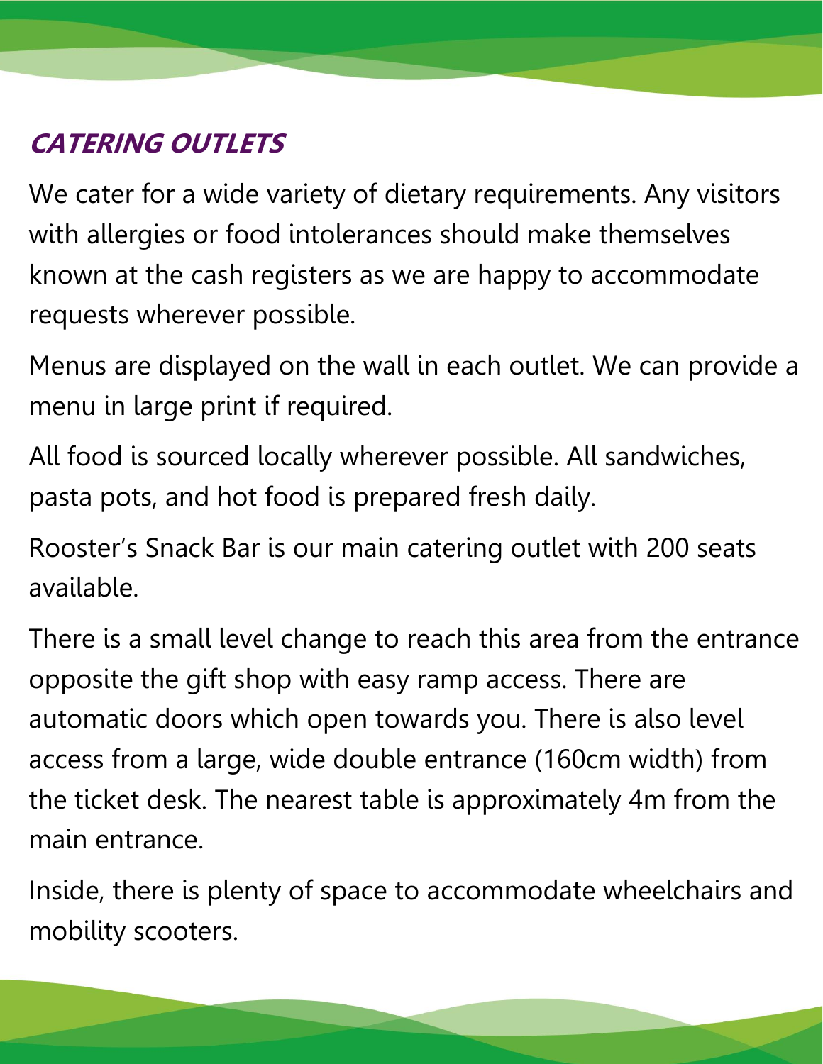## ***CATERING OUTLETS***

We cater for a wide variety of dietary requirements. Any visitors with allergies or food intolerances should make themselves known at the cash registers as we are happy to accommodate requests wherever possible.

Menus are displayed on the wall in each outlet. We can provide a menu in large print if required.

All food is sourced locally wherever possible. All sandwiches, pasta pots, and hot food is prepared fresh daily.

Rooster's Snack Bar is our main catering outlet with 200 seats available.

There is a small level change to reach this area from the entrance opposite the gift shop with easy ramp access. There are automatic doors which open towards you. There is also level access from a large, wide double entrance (160cm width) from the ticket desk. The nearest table is approximately 4m from the main entrance.

Inside, there is plenty of space to accommodate wheelchairs and mobility scooters.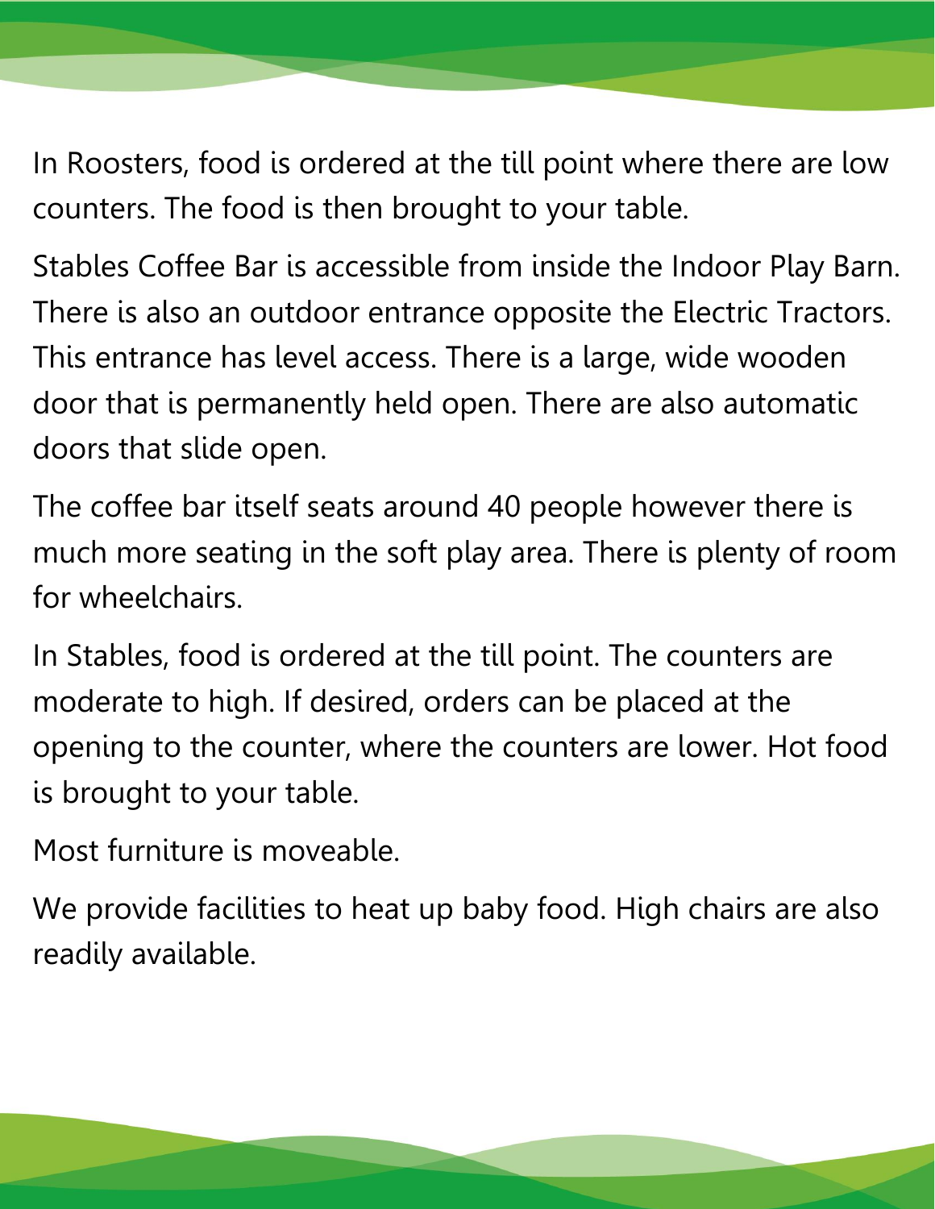In Roosters, food is ordered at the till point where there are low counters. The food is then brought to your table.

Stables Coffee Bar is accessible from inside the Indoor Play Barn. There is also an outdoor entrance opposite the Electric Tractors. This entrance has level access. There is a large, wide wooden door that is permanently held open. There are also automatic doors that slide open.

The coffee bar itself seats around 40 people however there is much more seating in the soft play area. There is plenty of room for wheelchairs.

In Stables, food is ordered at the till point. The counters are moderate to high. If desired, orders can be placed at the opening to the counter, where the counters are lower. Hot food is brought to your table.

Most furniture is moveable.

We provide facilities to heat up baby food. High chairs are also readily available.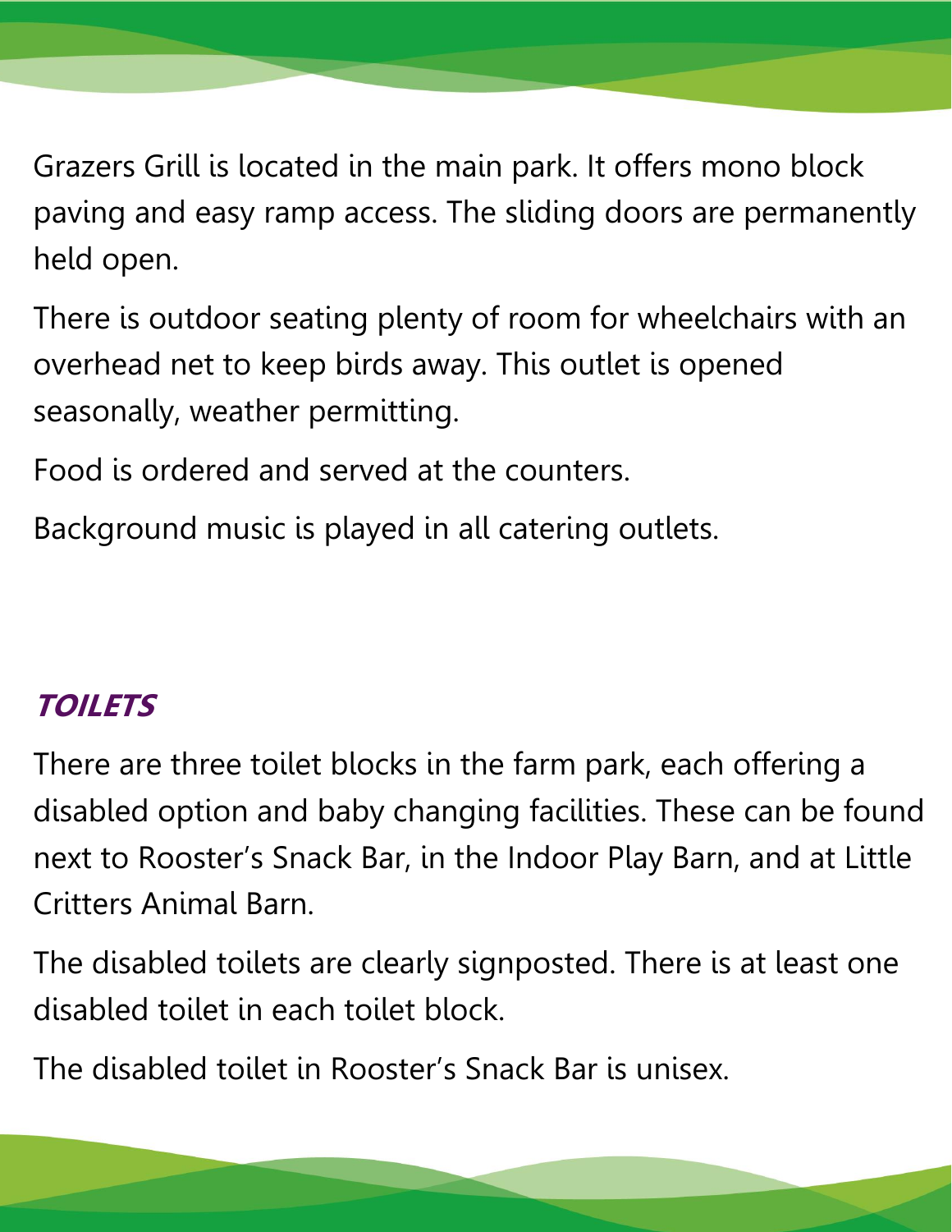Grazers Grill is located in the main park. It offers mono block paving and easy ramp access. The sliding doors are permanently held open.

There is outdoor seating plenty of room for wheelchairs with an overhead net to keep birds away. This outlet is opened seasonally, weather permitting.

Food is ordered and served at the counters.

Background music is played in all catering outlets.

## *TOILETS*

There are three toilet blocks in the farm park, each offering a disabled option and baby changing facilities. These can be found next to Rooster's Snack Bar, in the Indoor Play Barn, and at Little Critters Animal Barn.

The disabled toilets are clearly signposted. There is at least one disabled toilet in each toilet block.

The disabled toilet in Rooster's Snack Bar is unisex.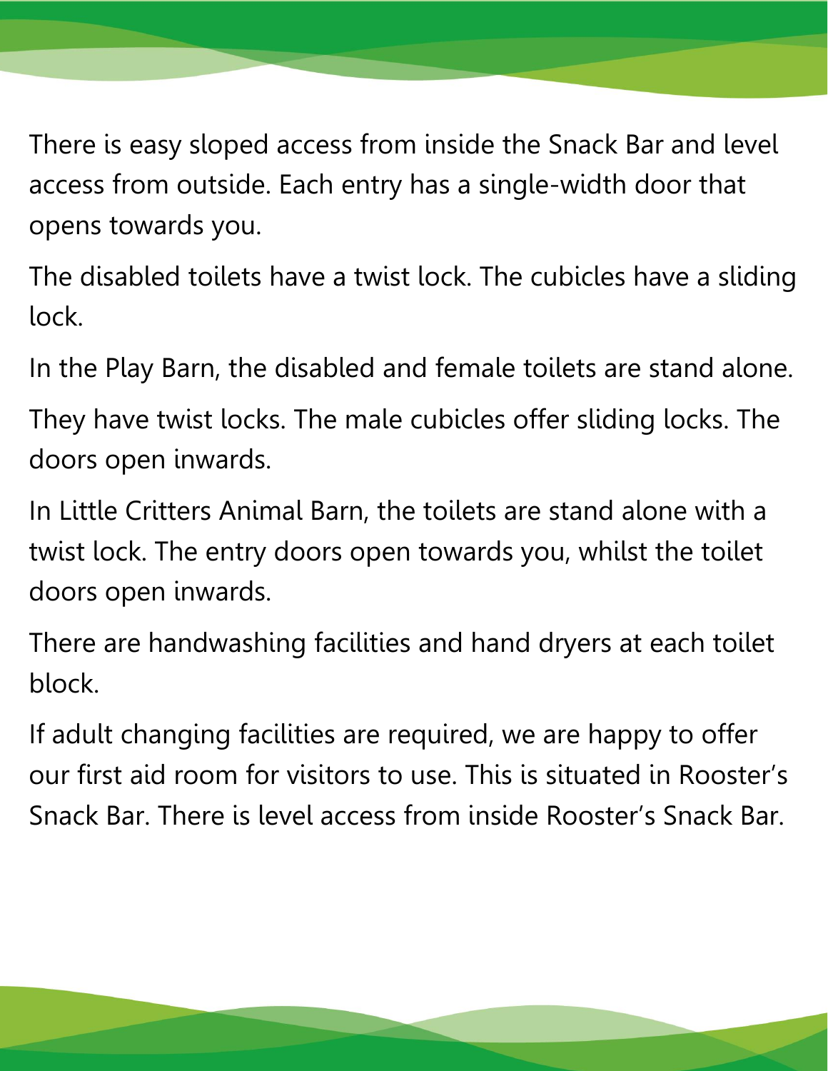There is easy sloped access from inside the Snack Bar and level access from outside. Each entry has a single-width door that opens towards you.

The disabled toilets have a twist lock. The cubicles have a sliding lock.

In the Play Barn, the disabled and female toilets are stand alone.

They have twist locks. The male cubicles offer sliding locks. The doors open inwards.

In Little Critters Animal Barn, the toilets are stand alone with a twist lock. The entry doors open towards you, whilst the toilet doors open inwards.

There are handwashing facilities and hand dryers at each toilet block.

If adult changing facilities are required, we are happy to offer our first aid room for visitors to use. This is situated in Rooster's Snack Bar. There is level access from inside Rooster's Snack Bar.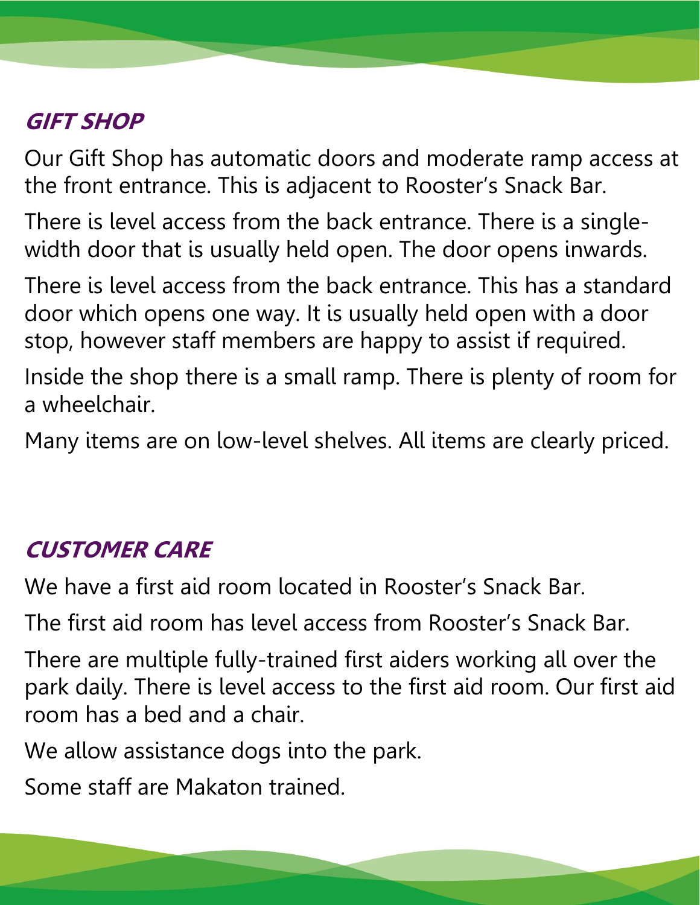## GIFT SHOP

Our Gift Shop has automatic doors and moderate ramp access at the front entrance. This is adjacent to Rooster's Snack Bar.

There is level access from the back entrance. There is a single-width door that is usually held open. The door opens inwards.

There is level access from the back entrance. This has a standard door which opens one way. It is usually held open with a door stop, however staff members are happy to assist if required.

Inside the shop there is a small ramp. There is plenty of room for a wheelchair.

Many items are on low-level shelves. All items are clearly priced.

## CUSTOMER CARE

We have a first aid room located in Rooster's Snack Bar.

The first aid room has level access from Rooster's Snack Bar.

There are multiple fully-trained first aiders working all over the park daily. There is level access to the first aid room. Our first aid room has a bed and a chair.

We allow assistance dogs into the park.

Some staff are Makaton trained.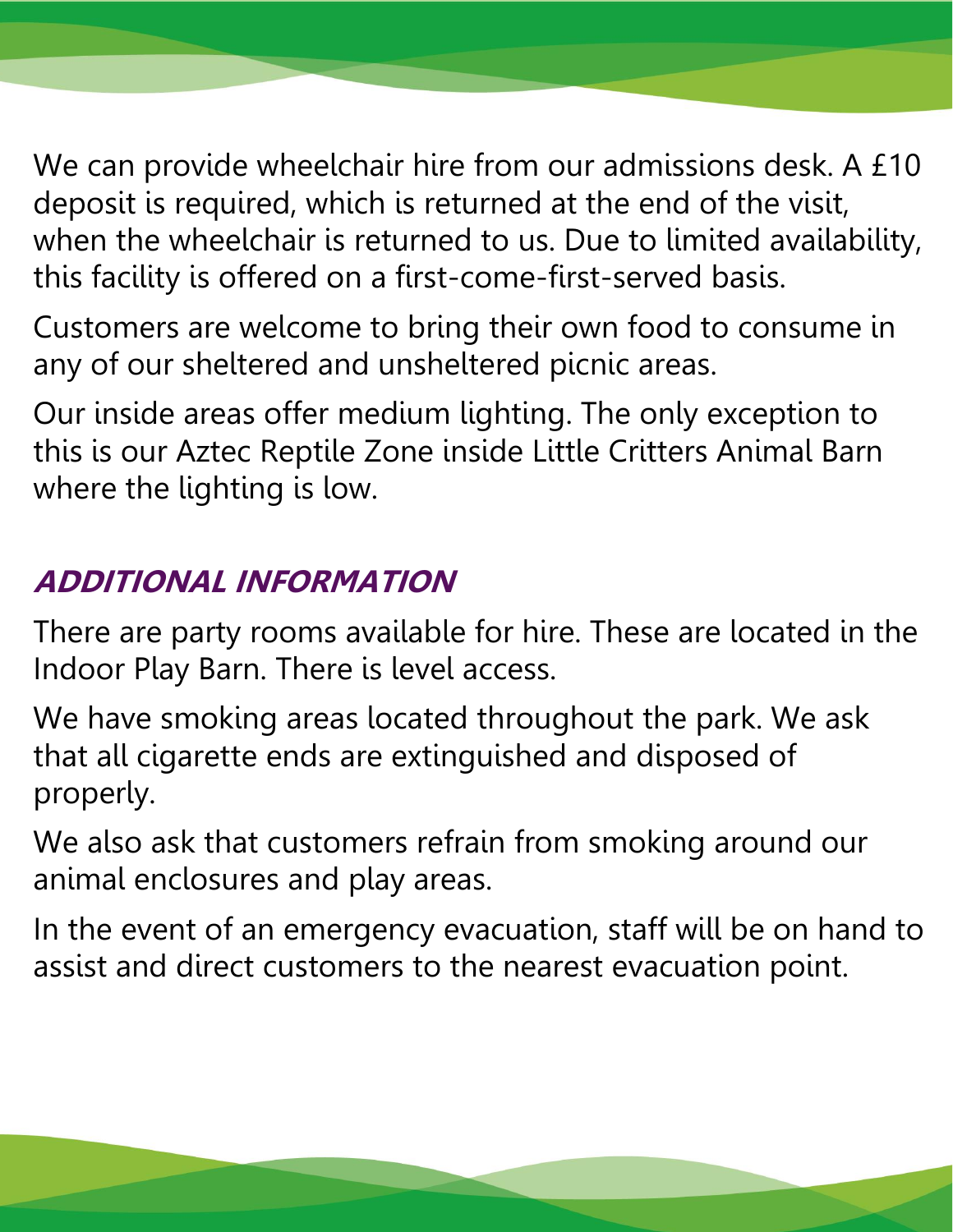We can provide wheelchair hire from our admissions desk. A £10 deposit is required, which is returned at the end of the visit, when the wheelchair is returned to us. Due to limited availability, this facility is offered on a first-come-first-served basis.

Customers are welcome to bring their own food to consume in any of our sheltered and unsheltered picnic areas.

Our inside areas offer medium lighting. The only exception to this is our Aztec Reptile Zone inside Little Critters Animal Barn where the lighting is low.

## ADDITIONAL INFORMATION

There are party rooms available for hire. These are located in the Indoor Play Barn. There is level access.

We have smoking areas located throughout the park. We ask that all cigarette ends are extinguished and disposed of properly.

We also ask that customers refrain from smoking around our animal enclosures and play areas.

In the event of an emergency evacuation, staff will be on hand to assist and direct customers to the nearest evacuation point.